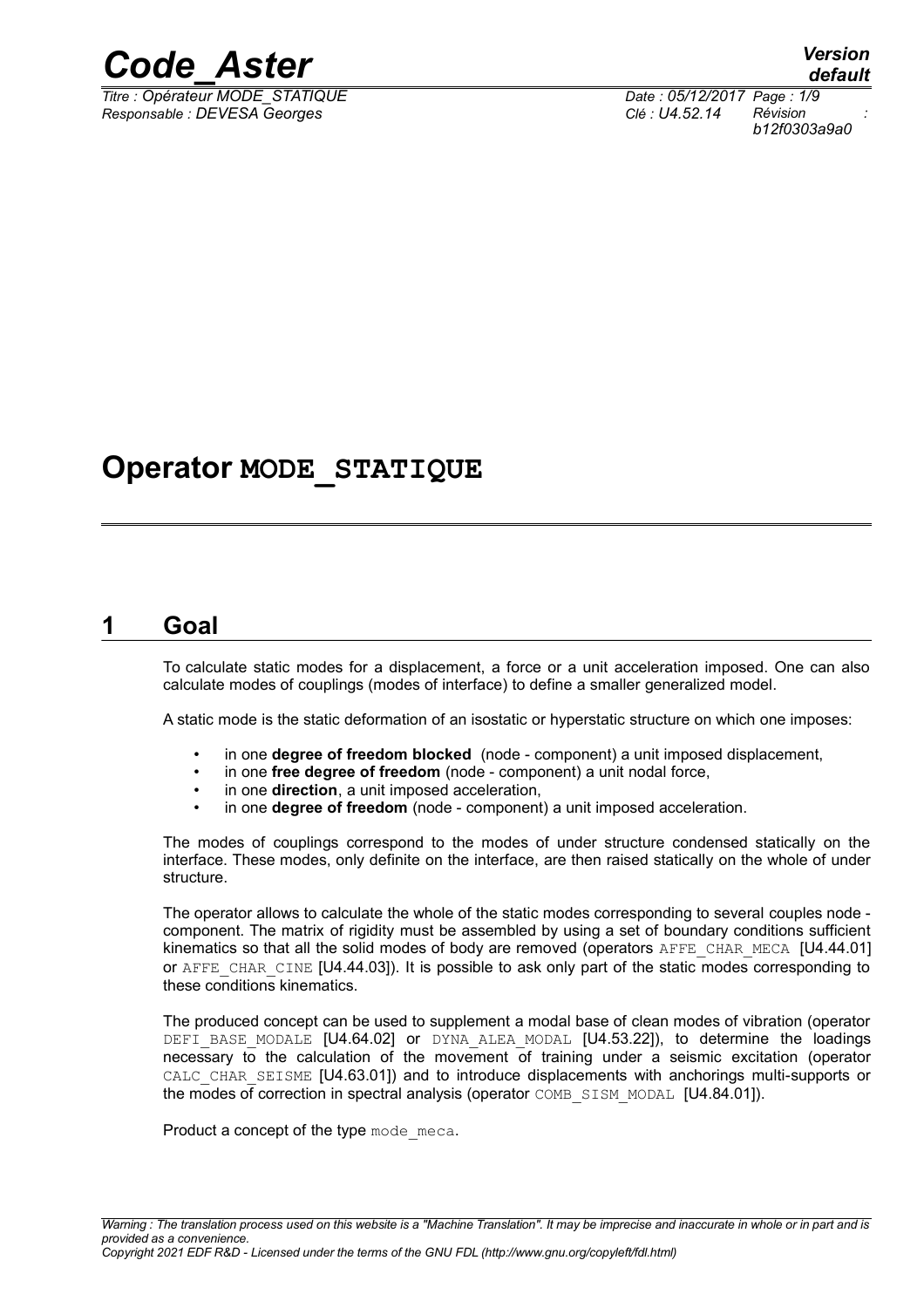# Operator MODE_STATIQUE

## 1 Goal

To calculate static modes for a displacement, a force or a unit acceleration imposed. One can also calculate modes of couplings (modes of interface) to define a smaller generalized model.

A static mode is the static deformation of an isostatic or hyperstatic structure on which one imposes:

- in one **degree of freedom blocked** (node - component) a unit imposed displacement,
- in one **free degree of freedom** (node - component) a unit nodal force,
- in one **direction**, a unit imposed acceleration,
- in one **degree of freedom** (node - component) a unit imposed acceleration.

The modes of couplings correspond to the modes of under structure condensed statically on the interface. These modes, only definite on the interface, are then raised statically on the whole of under structure.

The operator allows to calculate the whole of the static modes corresponding to several couples node - component. The matrix of rigidity must be assembled by using a set of boundary conditions sufficient kinematics so that all the solid modes of body are removed (operators AFFE_CHAR_MECA [U4.44.01] or AFFE_CHAR_CINE [U4.44.03]). It is possible to ask only part of the static modes corresponding to these conditions kinematics.

The produced concept can be used to supplement a modal base of clean modes of vibration (operator DEFI_BASE_MODALE [U4.64.02] or DYNA_ALEA_MODAL [U4.53.22]), to determine the loadings necessary to the calculation of the movement of training under a seismic excitation (operator CALC_CHAR_SEISME [U4.63.01]) and to introduce displacements with anchorings multi-supports or the modes of correction in spectral analysis (operator COMB_SISM_MODAL [U4.84.01]).

Product a concept of the type mode_meca.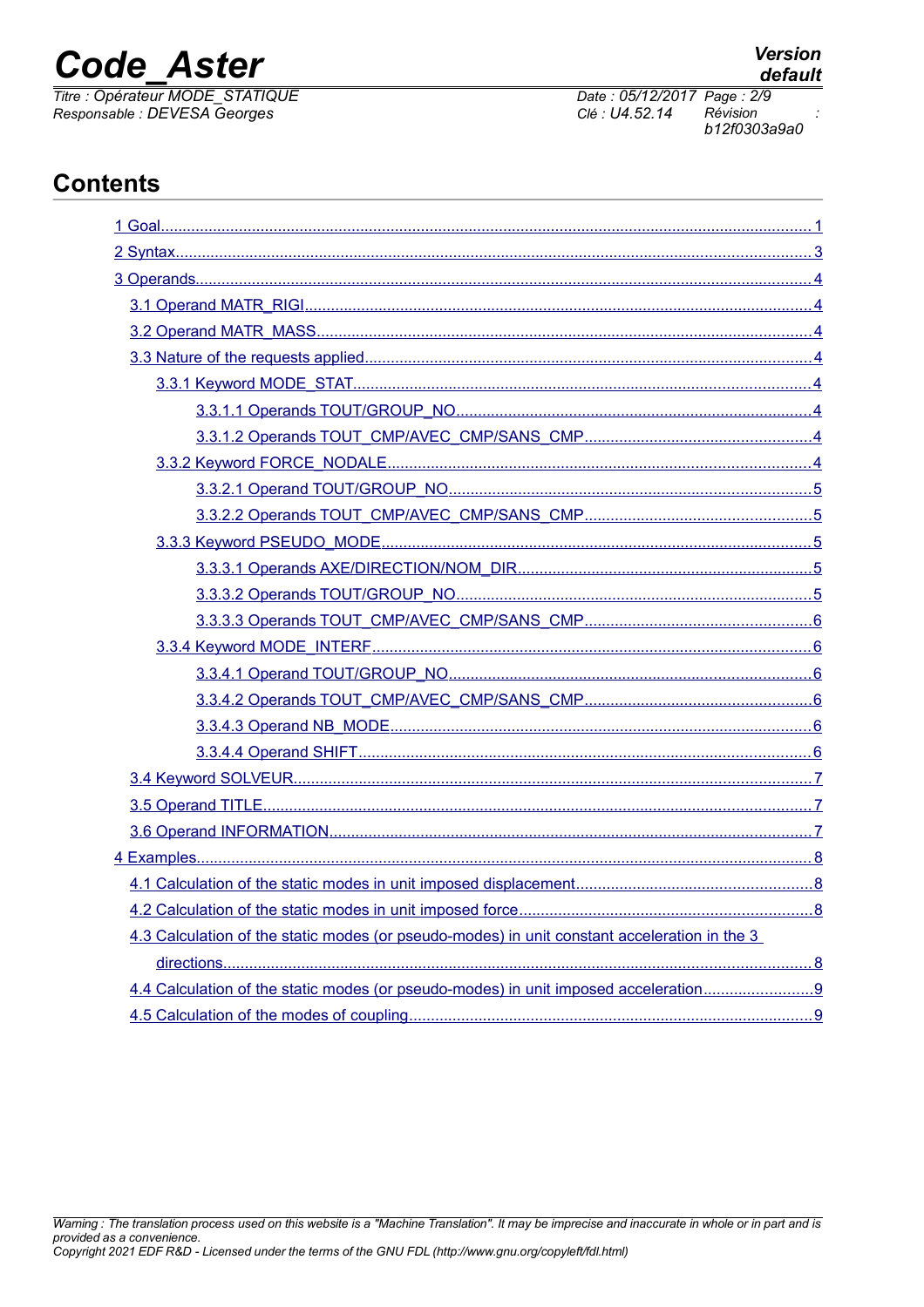# Contents

1 Goal........................................................................................................................................1

2 Syntax......................................................................................................................................3

3 Operands.................................................................................................................................4

3.1 Operand MATR_RIGI.........................................................................................................4

3.2 Operand MATR_MASS......................................................................................................4

3.3 Nature of the requests applied...........................................................................................4

3.3.1 Keyword MODE_STAT.............................................................................................4

3.3.1.1 Operands TOUT/GROUP_NO.......................................................................4

3.3.1.2 Operands TOUT_CMP/AVEC_CMP/SANS_CMP.........................................4

3.3.2 Keyword FORCE_NODALE.......................................................................................4

3.3.2.1 Operand TOUT/GROUP_NO.........................................................................5

3.3.2.2 Operands TOUT_CMP/AVEC_CMP/SANS_CMP.........................................5

3.3.3 Keyword PSEUDO_MODE.........................................................................................5

3.3.3.1 Operands AXE/DIRECTION/NOM_DIR..........................................................5

3.3.3.2 Operands TOUT/GROUP_NO.......................................................................5

3.3.3.3 Operands TOUT_CMP/AVEC_CMP/SANS_CMP.........................................6

3.3.4 Keyword MODE_INTERF...........................................................................................6

3.3.4.1 Operand TOUT/GROUP_NO.........................................................................6

3.3.4.2 Operands TOUT_CMP/AVEC_CMP/SANS_CMP.........................................6

3.3.4.3 Operand NB_MODE.......................................................................................6

3.3.4.4 Operand SHIFT..............................................................................................6

3.4 Keyword SOLVEUR.............................................................................................................7

3.5 Operand TITLE...................................................................................................................7

3.6 Operand INFORMATION....................................................................................................7

4 Examples..................................................................................................................................8

4.1 Calculation of the static modes in unit imposed displacement..........................................8

4.2 Calculation of the static modes in unit imposed force........................................................8

4.3 Calculation of the static modes (or pseudo-modes) in unit constant acceleration in the 3 directions..............................................................................................................................8

4.4 Calculation of the static modes (or pseudo-modes) in unit imposed acceleration.............9

4.5 Calculation of the modes of coupling.................................................................................9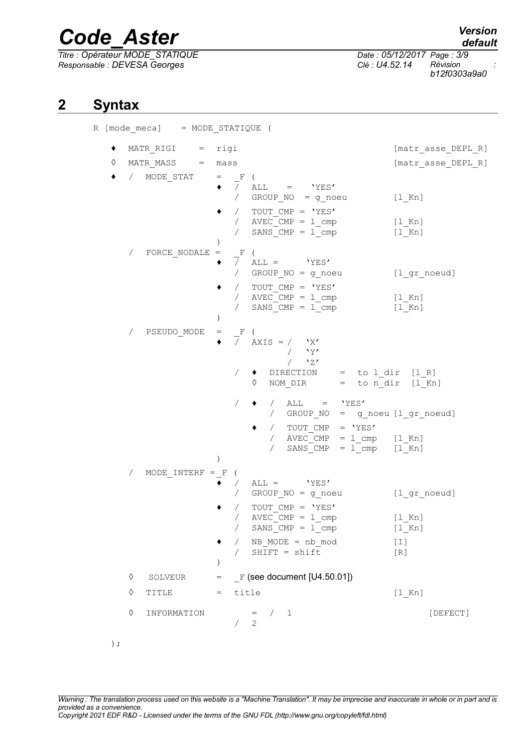## 2 Syntax

```
R [mode_meca]    = MODE_STATIQUE (

   ♦  MATR_RIGI     =  rigi                              [matr_asse_DEPL_R]
   ◊  MATR_MASS     =  mass                              [matr_asse_DEPL_R]
   ♦  /  MODE_STAT     =  _F (
                       ♦  /  ALL    =   'YES'
                          /  GROUP_NO  = g_noeu           [l_Kn]
                       ♦  /  TOUT_CMP = 'YES'
                          /  AVEC_CMP = l_cmp             [l_Kn]
                          /  SANS_CMP = l_cmp             [l_Kn]
                       )
      /  FORCE_NODALE =  _F (
                       ♦  /  ALL =      'YES'
                          /  GROUP_NO = g_noeu            [l_gr_noeud]
                       ♦  /  TOUT_CMP = 'YES'
                          /  AVEC_CMP = l_cmp             [l_Kn]
                          /  SANS_CMP = l_cmp             [l_Kn]
                       )
      /  PSEUDO_MODE  =  _F (
                       ♦  /  AXIS = /   'X'
                                    /   'Y'
                                    /   'Z'
                          /  ♦  DIRECTION     =  to l_dir  [l_R]
                             ◊  NOM_DIR       =  to n_dir  [l_Kn]
                          /  ♦  /  ALL    =   'YES'
                                /  GROUP_NO  =  g_noeu [l_gr_noeud]
                             ♦  /  TOUT_CMP  = 'YES'
                                /  AVEC_CMP  = l_cmp   [l_Kn]
                                /  SANS_CMP  = l_cmp   [l_Kn]
                       )
      /  MODE_INTERF = _F (
                       ♦  /  ALL =      'YES'
                          /  GROUP_NO = g_noeu            [l_gr_noeud]
                       ♦  /  TOUT_CMP = 'YES'
                          /  AVEC_CMP = l_cmp             [l_Kn]
                          /  SANS_CMP = l_cmp             [l_Kn]
                       ♦  /  NB_MODE = nb_mod             [I]
                          /  SHIFT = shift                [R]
                       )
      ◊  SOLVEUR      =  _F (see document [U4.50.01])
      ◊  TITLE        =  title                           [l_Kn]
      ◊  INFORMATION       =  /  1                              [DEFECT]
                          /  2
   );
```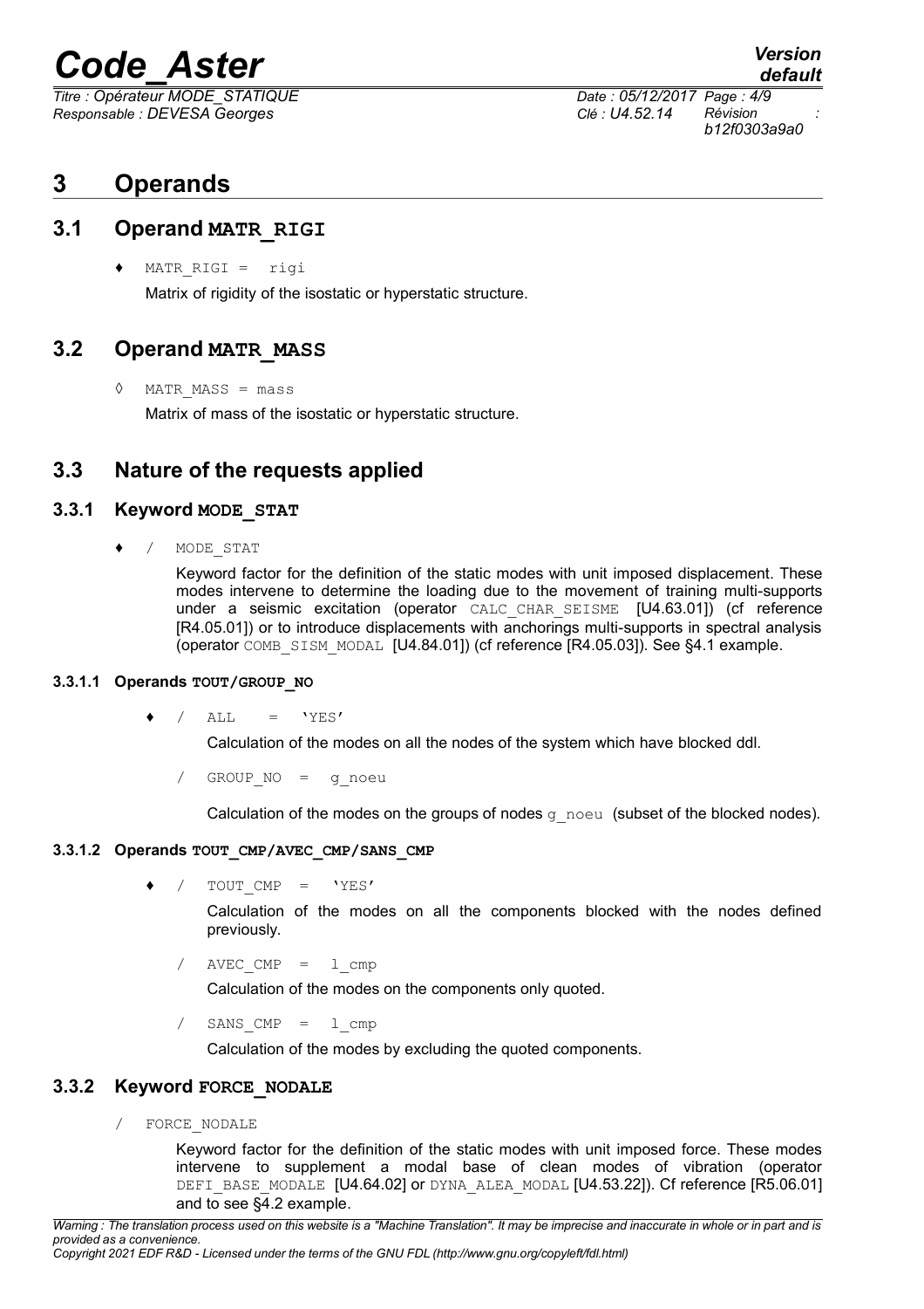# 3 Operands

## 3.1 Operand MATR_RIGI

♦ MATR_RIGI = rigi

Matrix of rigidity of the isostatic or hyperstatic structure.

## 3.2 Operand MATR_MASS

◊ MATR_MASS = mass

Matrix of mass of the isostatic or hyperstatic structure.

## 3.3 Nature of the requests applied

### 3.3.1 Keyword MODE_STAT

♦ / MODE_STAT

Keyword factor for the definition of the static modes with unit imposed displacement. These modes intervene to determine the loading due to the movement of training multi-supports under a seismic excitation (operator CALC_CHAR_SEISME [U4.63.01]) (cf reference [R4.05.01]) or to introduce displacements with anchorings multi-supports in spectral analysis (operator COMB_SISM_MODAL [U4.84.01]) (cf reference [R4.05.03]). See §4.1 example.

#### 3.3.1.1 Operands TOUT/GROUP_NO

♦ / ALL = 'YES'

Calculation of the modes on all the nodes of the system which have blocked ddl.

/ GROUP_NO = g_noeu

Calculation of the modes on the groups of nodes g_noeu (subset of the blocked nodes).

#### 3.3.1.2 Operands TOUT_CMP/AVEC_CMP/SANS_CMP

♦ / TOUT_CMP = 'YES'

Calculation of the modes on all the components blocked with the nodes defined previously.

/ AVEC_CMP = l_cmp

Calculation of the modes on the components only quoted.

/ SANS_CMP = l_cmp

Calculation of the modes by excluding the quoted components.

### 3.3.2 Keyword FORCE_NODALE

/ FORCE_NODALE

Keyword factor for the definition of the static modes with unit imposed force. These modes intervene to supplement a modal base of clean modes of vibration (operator DEFI_BASE_MODALE [U4.64.02] or DYNA_ALEA_MODAL [U4.53.22]). Cf reference [R5.06.01] and to see §4.2 example.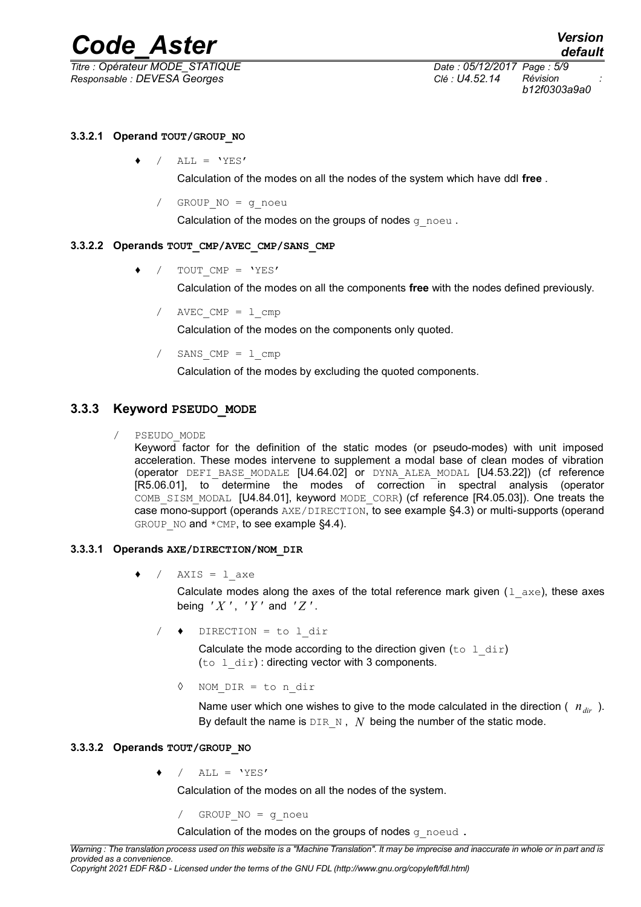#### 3.3.2.1 Operand TOUT/GROUP_NO

♦ / ALL = 'YES'

Calculation of the modes on all the nodes of the system which have ddl **free** .

/ GROUP_NO = g_noeu

Calculation of the modes on the groups of nodes g_noeu .

#### 3.3.2.2 Operands TOUT_CMP/AVEC_CMP/SANS_CMP

♦ / TOUT_CMP = 'YES'

Calculation of the modes on all the components **free** with the nodes defined previously.

/ AVEC_CMP = l_cmp

Calculation of the modes on the components only quoted.

/ SANS_CMP = l_cmp

Calculation of the modes by excluding the quoted components.

### 3.3.3 Keyword PSEUDO_MODE

/ PSEUDO_MODE

Keyword factor for the definition of the static modes (or pseudo-modes) with unit imposed acceleration. These modes intervene to supplement a modal base of clean modes of vibration (operator DEFI_BASE_MODALE [U4.64.02] or DYNA_ALEA_MODAL [U4.53.22]) (cf reference [R5.06.01], to determine the modes of correction in spectral analysis (operator COMB_SISM_MODAL [U4.84.01], keyword MODE_CORR) (cf reference [R4.05.03]). One treats the case mono-support (operands AXE/DIRECTION, to see example §4.3) or multi-supports (operand GROUP_NO and *CMP, to see example §4.4).

#### 3.3.3.1 Operands AXE/DIRECTION/NOM_DIR

♦ / AXIS = l_axe

Calculate modes along the axes of the total reference mark given (l_axe), these axes being $'X'$, $'Y'$ and $'Z'$.

/ ♦ DIRECTION = to l_dir

Calculate the mode according to the direction given (to l_dir)
(to l_dir) : directing vector with 3 components.

◊ NOM_DIR = to n_dir

Name user which one wishes to give to the mode calculated in the direction ( $n_{dir}$ ). By default the name is DIR_N , $N$ being the number of the static mode.

#### 3.3.3.2 Operands TOUT/GROUP_NO

♦ / ALL = 'YES'

Calculation of the modes on all the nodes of the system.

/ GROUP_NO = g_noeu

Calculation of the modes on the groups of nodes g_noeud .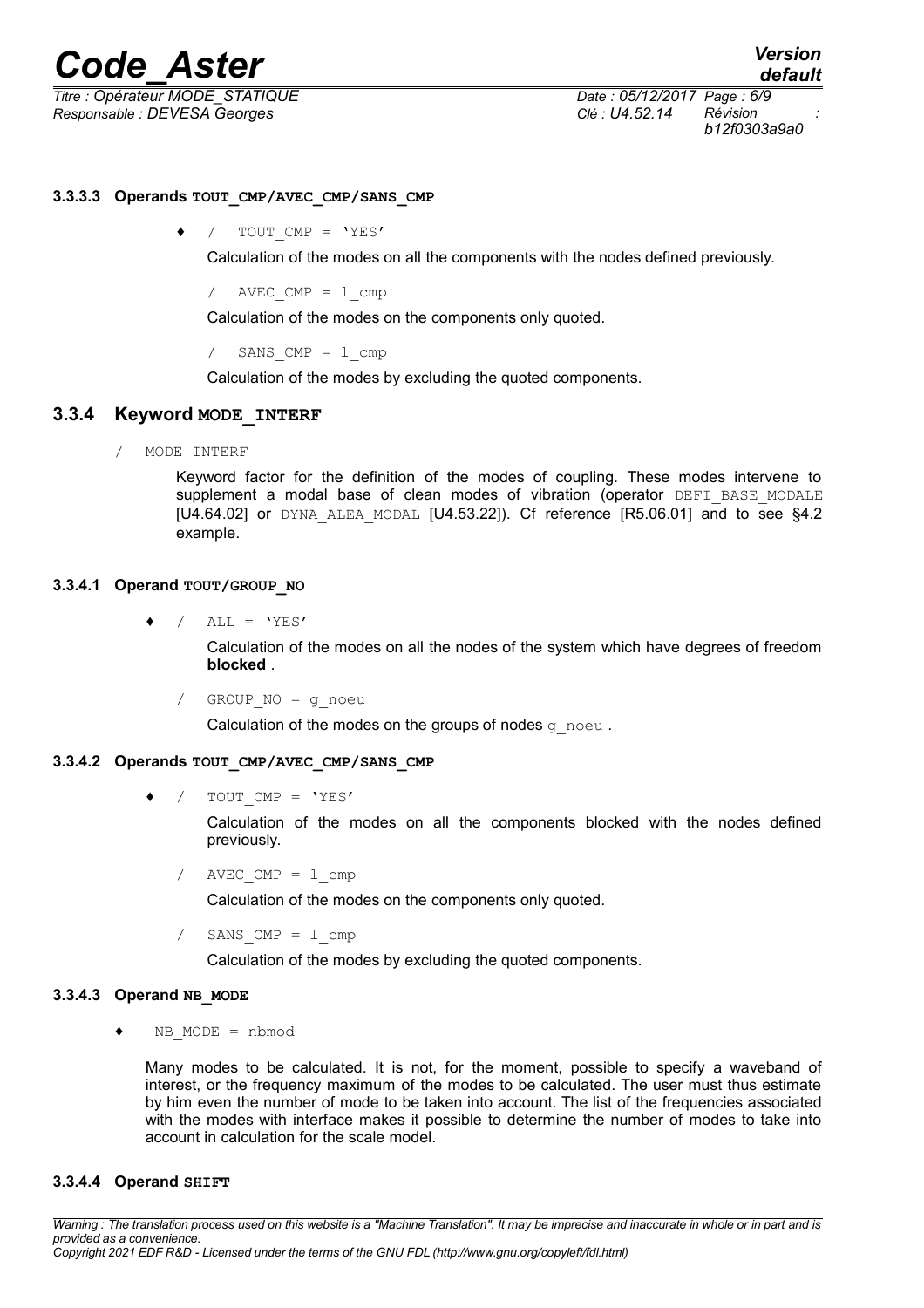#### 3.3.3.3 Operands **TOUT_CMP/AVEC_CMP/SANS_CMP**

♦ / TOUT_CMP = 'YES'

Calculation of the modes on all the components with the nodes defined previously.

/ AVEC_CMP = l_cmp

Calculation of the modes on the components only quoted.

/ SANS_CMP = l_cmp

Calculation of the modes by excluding the quoted components.

### 3.3.4 Keyword **MODE_INTERF**

/ MODE_INTERF

Keyword factor for the definition of the modes of coupling. These modes intervene to supplement a modal base of clean modes of vibration (operator DEFI_BASE_MODALE [U4.64.02] or DYNA_ALEA_MODAL [U4.53.22]). Cf reference [R5.06.01] and to see §4.2 example.

#### 3.3.4.1 Operand **TOUT/GROUP_NO**

♦ / ALL = 'YES'

Calculation of the modes on all the nodes of the system which have degrees of freedom **blocked** .

/ GROUP_NO = g_noeu

Calculation of the modes on the groups of nodes g_noeu .

#### 3.3.4.2 Operands **TOUT_CMP/AVEC_CMP/SANS_CMP**

♦ / TOUT_CMP = 'YES'

Calculation of the modes on all the components blocked with the nodes defined previously.

/ AVEC_CMP = l_cmp

Calculation of the modes on the components only quoted.

/ SANS_CMP = l_cmp

Calculation of the modes by excluding the quoted components.

#### 3.3.4.3 Operand **NB_MODE**

♦ NB_MODE = nbmod

Many modes to be calculated. It is not, for the moment, possible to specify a waveband of interest, or the frequency maximum of the modes to be calculated. The user must thus estimate by him even the number of mode to be taken into account. The list of the frequencies associated with the modes with interface makes it possible to determine the number of modes to take into account in calculation for the scale model.

#### 3.3.4.4 Operand **SHIFT**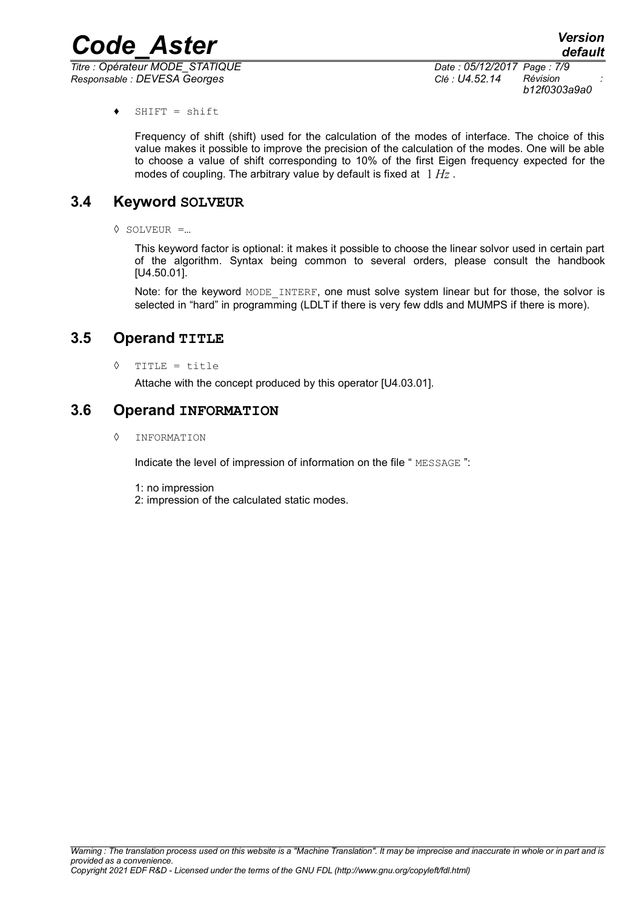♦ SHIFT = shift

Frequency of shift (shift) used for the calculation of the modes of interface. The choice of this value makes it possible to improve the precision of the calculation of the modes. One will be able to choose a value of shift corresponding to 10% of the first Eigen frequency expected for the modes of coupling. The arbitrary value by default is fixed at $1\,Hz$ .

## 3.4 Keyword SOLVEUR

◊ SOLVEUR =…

This keyword factor is optional: it makes it possible to choose the linear solvor used in certain part of the algorithm. Syntax being common to several orders, please consult the handbook [U4.50.01].

Note: for the keyword MODE_INTERF, one must solve system linear but for those, the solvor is selected in "hard" in programming (LDLT if there is very few ddls and MUMPS if there is more).

## 3.5 Operand TITLE

◊ TITLE = title

Attache with the concept produced by this operator [U4.03.01].

## 3.6 Operand INFORMATION

◊ INFORMATION

Indicate the level of impression of information on the file " MESSAGE ":

1: no impression
2: impression of the calculated static modes.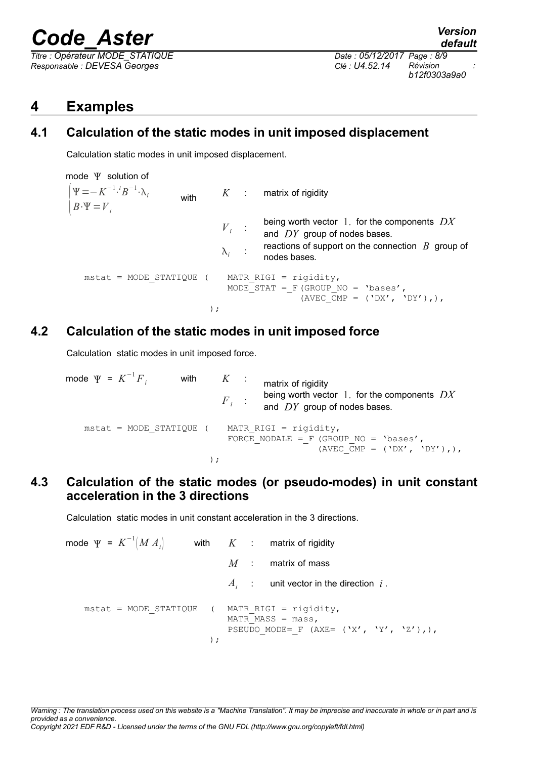# 4 Examples

## 4.1 Calculation of the static modes in unit imposed displacement

Calculation static modes in unit imposed displacement.

mode $\Psi$ solution of

$$\begin{cases} \Psi = -K^{-1} \cdot {}^t B^{-1} \cdot \lambda_i \\ B \cdot \Psi = V_i \end{cases}$$

with

- $K$ : matrix of rigidity
- $V_i$ : being worth vector $1.$ for the components $DX$ and $DY$ group of nodes bases.
- $\lambda_i$ : reactions of support on the connection $B$ group of nodes bases.

```
mstat = MODE_STATIQUE (    MATR_RIGI = rigidity,
                           MODE_STAT =_F (GROUP_NO = 'bases',
                                        (AVEC_CMP = ('DX', 'DY'),),
                      );
```

## 4.2 Calculation of the static modes in unit imposed force

Calculation static modes in unit imposed force.

mode $\Psi = K^{-1} F_i$ with

- $K$ : matrix of rigidity
- $F_i$ : being worth vector $1.$ for the components $DX$ and $DY$ group of nodes bases.

```
mstat = MODE_STATIQUE (    MATR_RIGI = rigidity,
                           FORCE_NODALE =_F (GROUP_NO = 'bases',
                                           (AVEC_CMP = ('DX', 'DY'),),
                      );
```

## 4.3 Calculation of the static modes (or pseudo-modes) in unit constant acceleration in the 3 directions

Calculation static modes in unit constant acceleration in the 3 directions.

mode $\Psi = K^{-1}(M A_i)$ with

- $K$ : matrix of rigidity
- $M$ : matrix of mass
- $A_i$ : unit vector in the direction $i$.

```
mstat = MODE_STATIQUE  (   MATR_RIGI = rigidity,
                           MATR_MASS = mass,
                           PSEUDO_MODE=_F (AXE= ('X', 'Y', 'Z'),),
                      );
```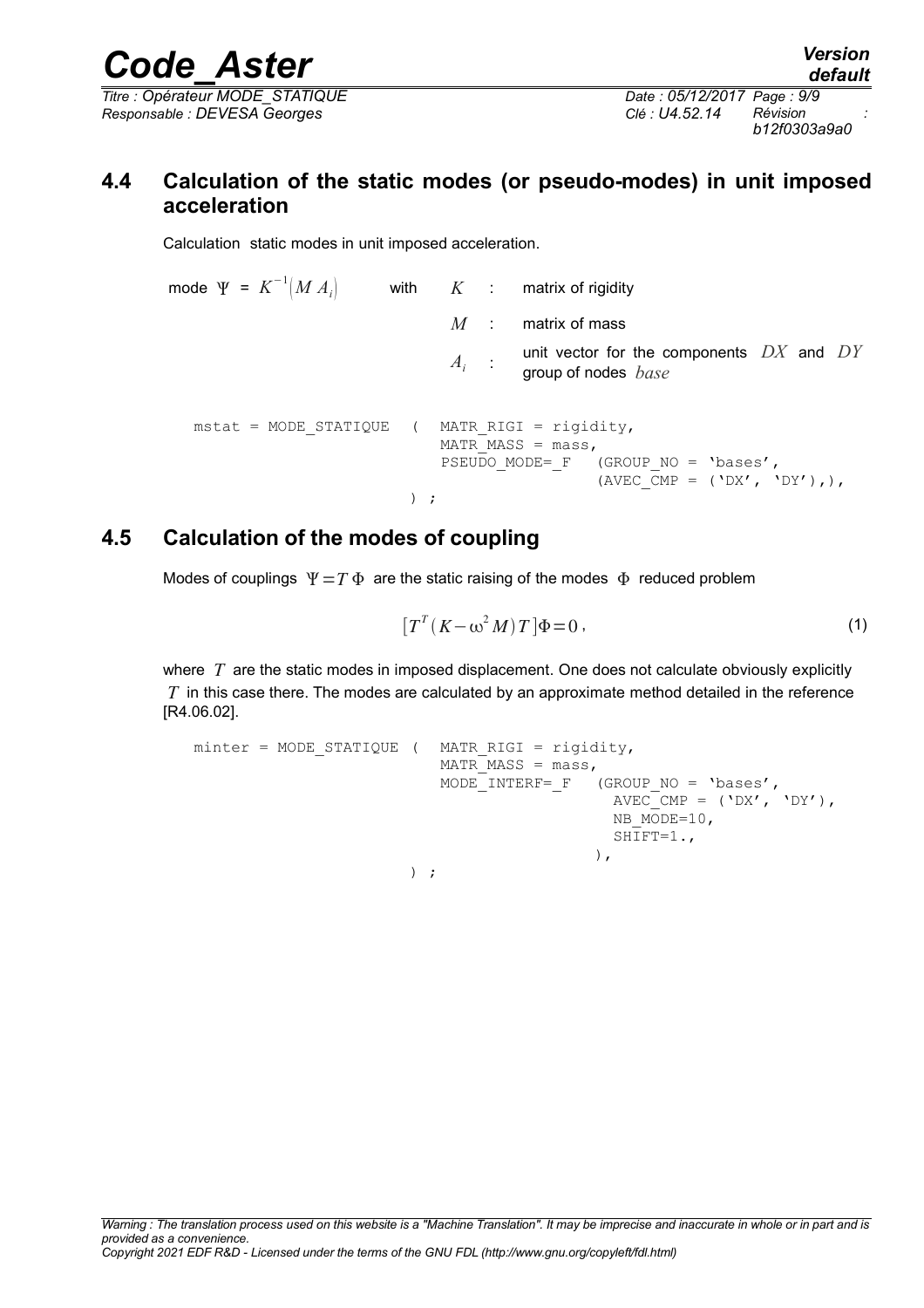## 4.4 Calculation of the static modes (or pseudo-modes) in unit imposed acceleration

Calculation static modes in unit imposed acceleration.

mode $\Psi = K^{-1}(M A_i)$ with

- $K$ : matrix of rigidity
- $M$ : matrix of mass
- $A_i$ : unit vector for the components $DX$ and $DY$ group of nodes $base$

```
mstat = MODE_STATIQUE  (  MATR_RIGI = rigidity,
                          MATR_MASS = mass,
                          PSEUDO_MODE=_F   (GROUP_NO = 'bases',
                                            (AVEC_CMP = ('DX', 'DY'),),
                       ) ;
```

## 4.5 Calculation of the modes of coupling

Modes of couplings $\Psi = T\,\Phi$ are the static raising of the modes $\Phi$ reduced problem

$$[T^T(K-\omega^2 M)T]\Phi = 0\,, \tag{1}$$

where $T$ are the static modes in imposed displacement. One does not calculate obviously explicitly $T$ in this case there. The modes are calculated by an approximate method detailed in the reference [R4.06.02].

```
minter = MODE_STATIQUE (  MATR_RIGI = rigidity,
                          MATR_MASS = mass,
                          MODE_INTERF=_F   (GROUP_NO = 'bases',
                                             AVEC_CMP = ('DX', 'DY'),
                                             NB_MODE=10,
                                             SHIFT=1.,
                                            ),
                       ) ;
```